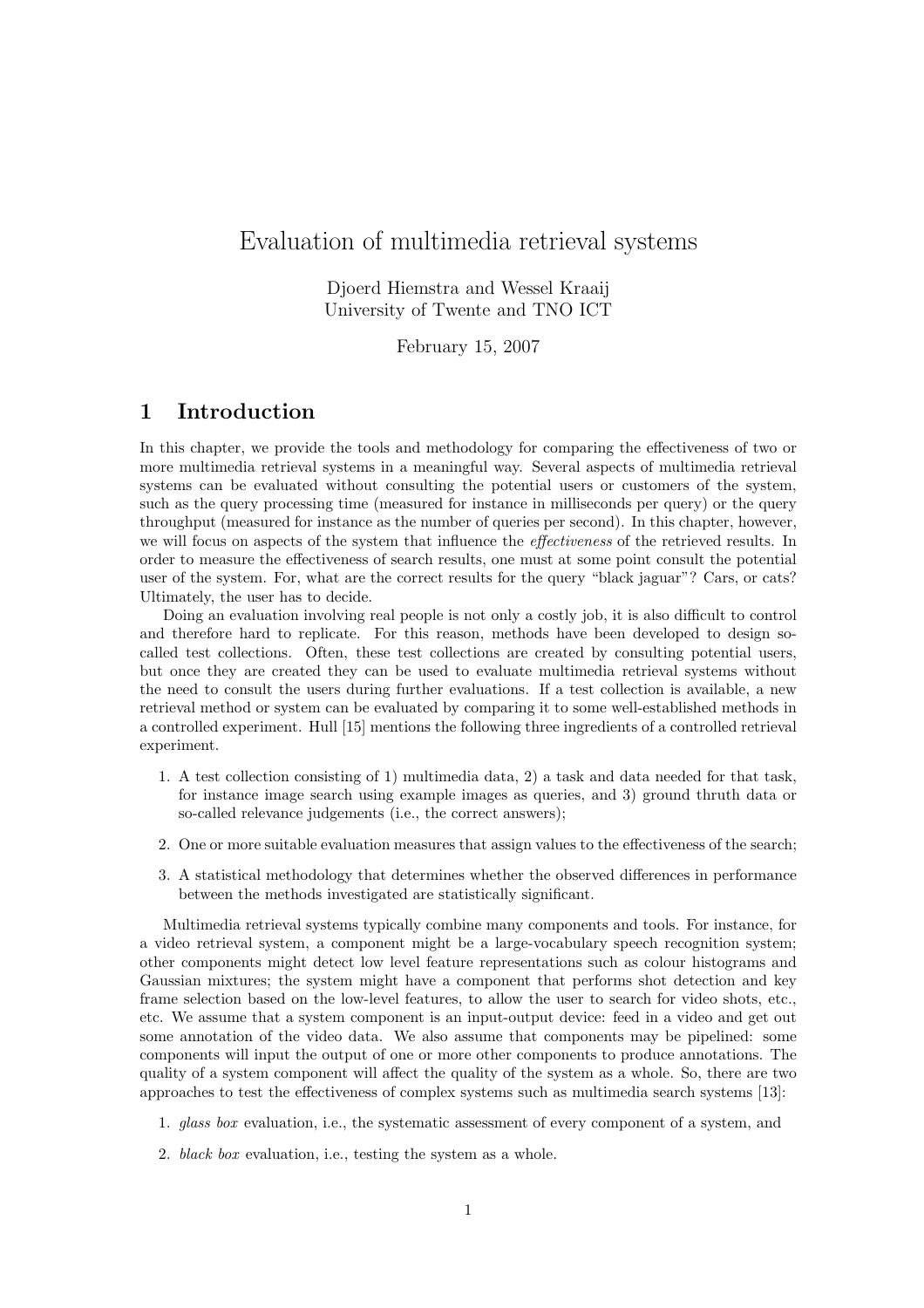# Evaluation of multimedia retrieval systems

Djoerd Hiemstra and Wessel Kraaij
University of Twente and TNO ICT

February 15, 2007

## 1 Introduction

In this chapter, we provide the tools and methodology for comparing the effectiveness of two or more multimedia retrieval systems in a meaningful way. Several aspects of multimedia retrieval systems can be evaluated without consulting the potential users or customers of the system, such as the query processing time (measured for instance in milliseconds per query) or the query throughput (measured for instance as the number of queries per second). In this chapter, however, we will focus on aspects of the system that influence the *effectiveness* of the retrieved results. In order to measure the effectiveness of search results, one must at some point consult the potential user of the system. For, what are the correct results for the query "black jaguar"? Cars, or cats? Ultimately, the user has to decide.

Doing an evaluation involving real people is not only a costly job, it is also difficult to control and therefore hard to replicate. For this reason, methods have been developed to design so-called test collections. Often, these test collections are created by consulting potential users, but once they are created they can be used to evaluate multimedia retrieval systems without the need to consult the users during further evaluations. If a test collection is available, a new retrieval method or system can be evaluated by comparing it to some well-established methods in a controlled experiment. Hull [15] mentions the following three ingredients of a controlled retrieval experiment.

1. A test collection consisting of 1) multimedia data, 2) a task and data needed for that task, for instance image search using example images as queries, and 3) ground thruth data or so-called relevance judgements (i.e., the correct answers);
2. One or more suitable evaluation measures that assign values to the effectiveness of the search;
3. A statistical methodology that determines whether the observed differences in performance between the methods investigated are statistically significant.

Multimedia retrieval systems typically combine many components and tools. For instance, for a video retrieval system, a component might be a large-vocabulary speech recognition system; other components might detect low level feature representations such as colour histograms and Gaussian mixtures; the system might have a component that performs shot detection and key frame selection based on the low-level features, to allow the user to search for video shots, etc., etc. We assume that a system component is an input-output device: feed in a video and get out some annotation of the video data. We also assume that components may be pipelined: some components will input the output of one or more other components to produce annotations. The quality of a system component will affect the quality of the system as a whole. So, there are two approaches to test the effectiveness of complex systems such as multimedia search systems [13]:

1. *glass box* evaluation, i.e., the systematic assessment of every component of a system, and
2. *black box* evaluation, i.e., testing the system as a whole.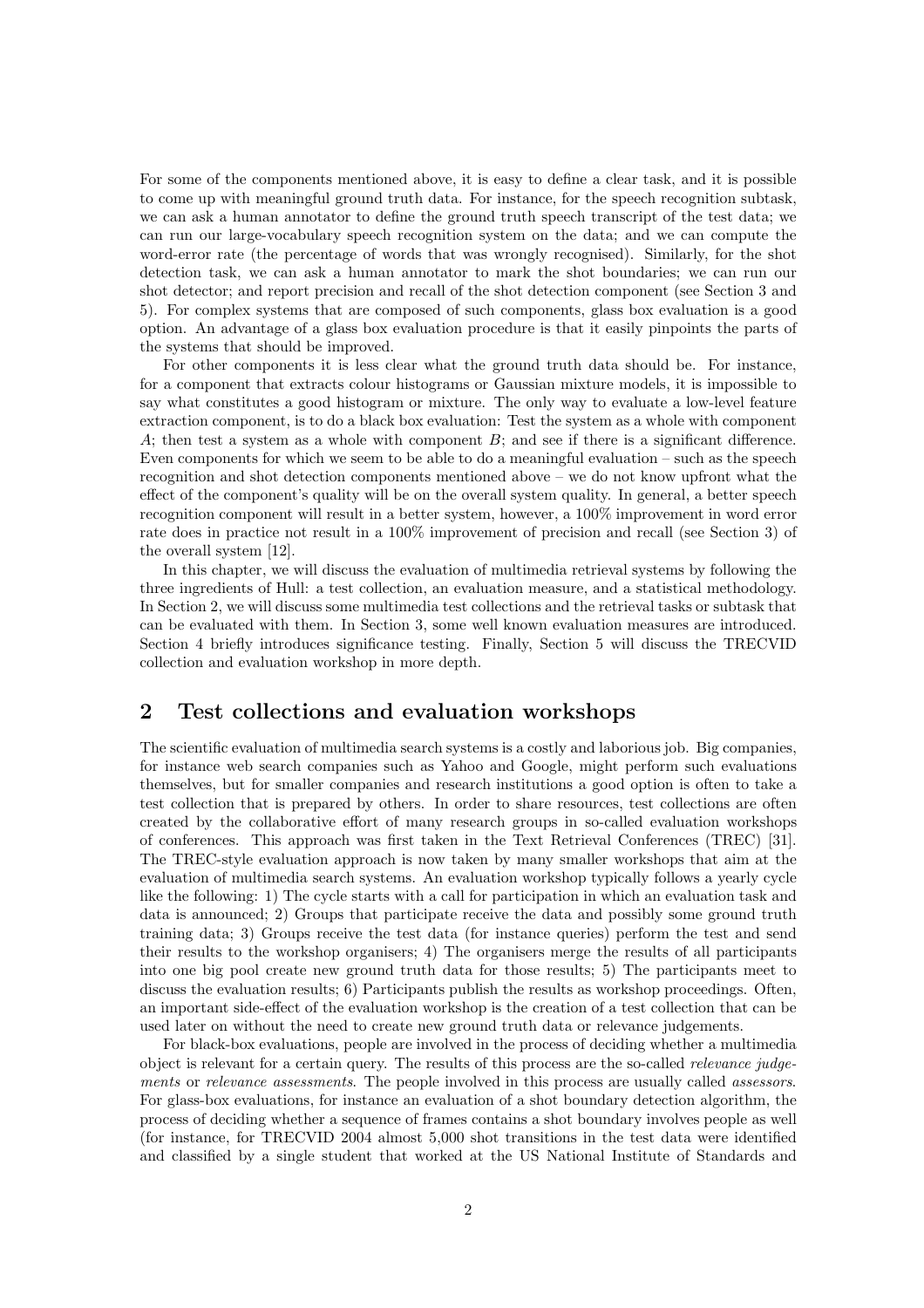For some of the components mentioned above, it is easy to define a clear task, and it is possible to come up with meaningful ground truth data. For instance, for the speech recognition subtask, we can ask a human annotator to define the ground truth speech transcript of the test data; we can run our large-vocabulary speech recognition system on the data; and we can compute the word-error rate (the percentage of words that was wrongly recognised). Similarly, for the shot detection task, we can ask a human annotator to mark the shot boundaries; we can run our shot detector; and report precision and recall of the shot detection component (see Section 3 and 5). For complex systems that are composed of such components, glass box evaluation is a good option. An advantage of a glass box evaluation procedure is that it easily pinpoints the parts of the systems that should be improved.

For other components it is less clear what the ground truth data should be. For instance, for a component that extracts colour histograms or Gaussian mixture models, it is impossible to say what constitutes a good histogram or mixture. The only way to evaluate a low-level feature extraction component, is to do a black box evaluation: Test the system as a whole with component $A$; then test a system as a whole with component $B$; and see if there is a significant difference. Even components for which we seem to be able to do a meaningful evaluation – such as the speech recognition and shot detection components mentioned above – we do not know upfront what the effect of the component's quality will be on the overall system quality. In general, a better speech recognition component will result in a better system, however, a 100% improvement in word error rate does in practice not result in a 100% improvement of precision and recall (see Section 3) of the overall system [12].

In this chapter, we will discuss the evaluation of multimedia retrieval systems by following the three ingredients of Hull: a test collection, an evaluation measure, and a statistical methodology. In Section 2, we will discuss some multimedia test collections and the retrieval tasks or subtask that can be evaluated with them. In Section 3, some well known evaluation measures are introduced. Section 4 briefly introduces significance testing. Finally, Section 5 will discuss the TRECVID collection and evaluation workshop in more depth.

## 2 Test collections and evaluation workshops

The scientific evaluation of multimedia search systems is a costly and laborious job. Big companies, for instance web search companies such as Yahoo and Google, might perform such evaluations themselves, but for smaller companies and research institutions a good option is often to take a test collection that is prepared by others. In order to share resources, test collections are often created by the collaborative effort of many research groups in so-called evaluation workshops of conferences. This approach was first taken in the Text Retrieval Conferences (TREC) [31]. The TREC-style evaluation approach is now taken by many smaller workshops that aim at the evaluation of multimedia search systems. An evaluation workshop typically follows a yearly cycle like the following: 1) The cycle starts with a call for participation in which an evaluation task and data is announced; 2) Groups that participate receive the data and possibly some ground truth training data; 3) Groups receive the test data (for instance queries) perform the test and send their results to the workshop organisers; 4) The organisers merge the results of all participants into one big pool create new ground truth data for those results; 5) The participants meet to discuss the evaluation results; 6) Participants publish the results as workshop proceedings. Often, an important side-effect of the evaluation workshop is the creation of a test collection that can be used later on without the need to create new ground truth data or relevance judgements.

For black-box evaluations, people are involved in the process of deciding whether a multimedia object is relevant for a certain query. The results of this process are the so-called *relevance judgements* or *relevance assessments*. The people involved in this process are usually called *assessors*. For glass-box evaluations, for instance an evaluation of a shot boundary detection algorithm, the process of deciding whether a sequence of frames contains a shot boundary involves people as well (for instance, for TRECVID 2004 almost 5,000 shot transitions in the test data were identified and classified by a single student that worked at the US National Institute of Standards and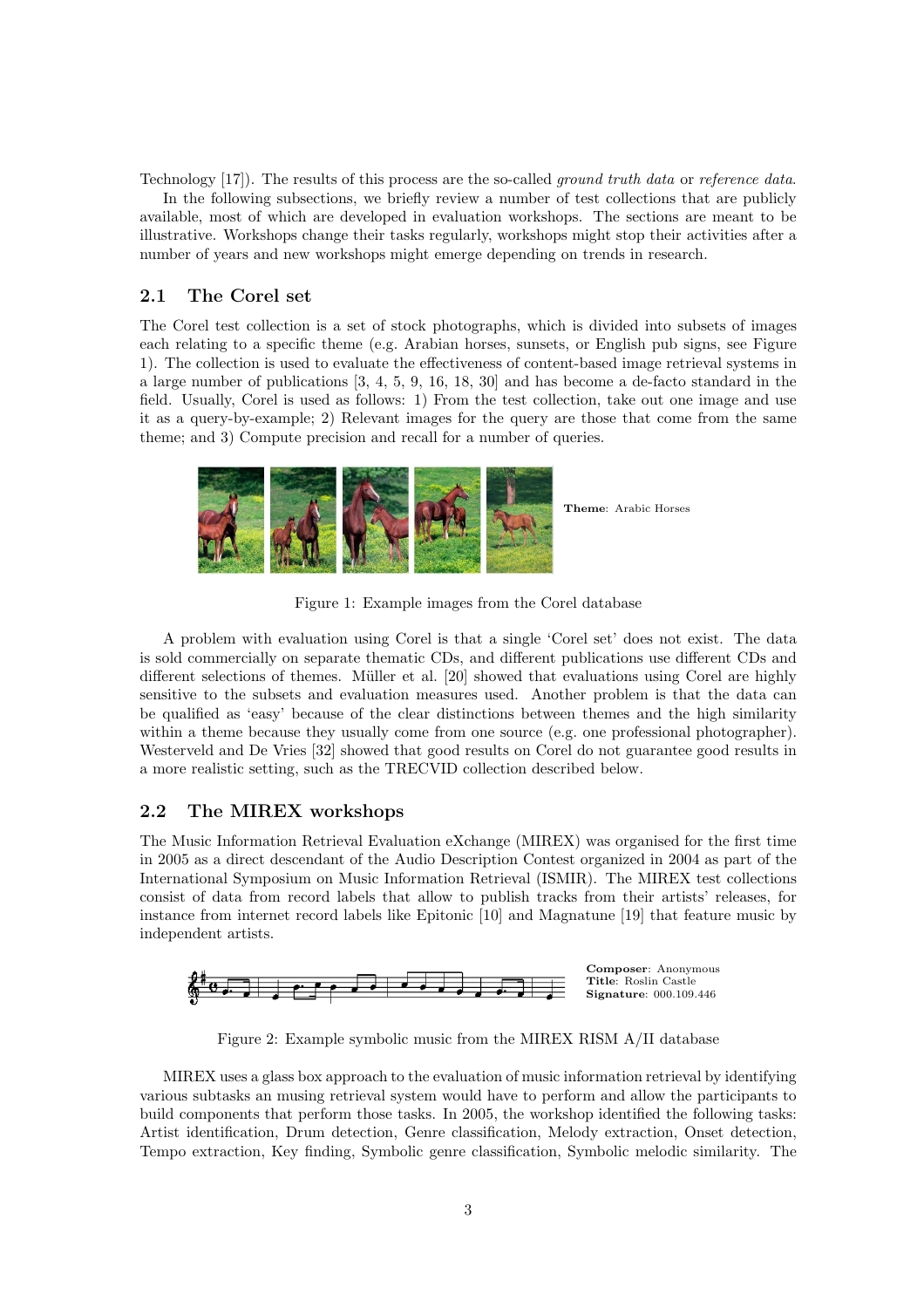Technology [17]). The results of this process are the so-called *ground truth data* or *reference data*.

In the following subsections, we briefly review a number of test collections that are publicly available, most of which are developed in evaluation workshops. The sections are meant to be illustrative. Workshops change their tasks regularly, workshops might stop their activities after a number of years and new workshops might emerge depending on trends in research.

## 2.1 The Corel set

The Corel test collection is a set of stock photographs, which is divided into subsets of images each relating to a specific theme (e.g. Arabian horses, sunsets, or English pub signs, see Figure 1). The collection is used to evaluate the effectiveness of content-based image retrieval systems in a large number of publications [3, 4, 5, 9, 16, 18, 30] and has become a de-facto standard in the field. Usually, Corel is used as follows: 1) From the test collection, take out one image and use it as a query-by-example; 2) Relevant images for the query are those that come from the same theme; and 3) Compute precision and recall for a number of queries.

**Theme**: Arabic Horses

Figure 1: Example images from the Corel database

A problem with evaluation using Corel is that a single 'Corel set' does not exist. The data is sold commercially on separate thematic CDs, and different publications use different CDs and different selections of themes. Müller et al. [20] showed that evaluations using Corel are highly sensitive to the subsets and evaluation measures used. Another problem is that the data can be qualified as 'easy' because of the clear distinctions between themes and the high similarity within a theme because they usually come from one source (e.g. one professional photographer). Westerveld and De Vries [32] showed that good results on Corel do not guarantee good results in a more realistic setting, such as the TRECVID collection described below.

## 2.2 The MIREX workshops

The Music Information Retrieval Evaluation eXchange (MIREX) was organised for the first time in 2005 as a direct descendant of the Audio Description Contest organized in 2004 as part of the International Symposium on Music Information Retrieval (ISMIR). The MIREX test collections consist of data from record labels that allow to publish tracks from their artists' releases, for instance from internet record labels like Epitonic [10] and Magnatune [19] that feature music by independent artists.

**Composer**: Anonymous
**Title**: Roslin Castle
**Signature**: 000.109.446

Figure 2: Example symbolic music from the MIREX RISM A/II database

MIREX uses a glass box approach to the evaluation of music information retrieval by identifying various subtasks an musing retrieval system would have to perform and allow the participants to build components that perform those tasks. In 2005, the workshop identified the following tasks: Artist identification, Drum detection, Genre classification, Melody extraction, Onset detection, Tempo extraction, Key finding, Symbolic genre classification, Symbolic melodic similarity. The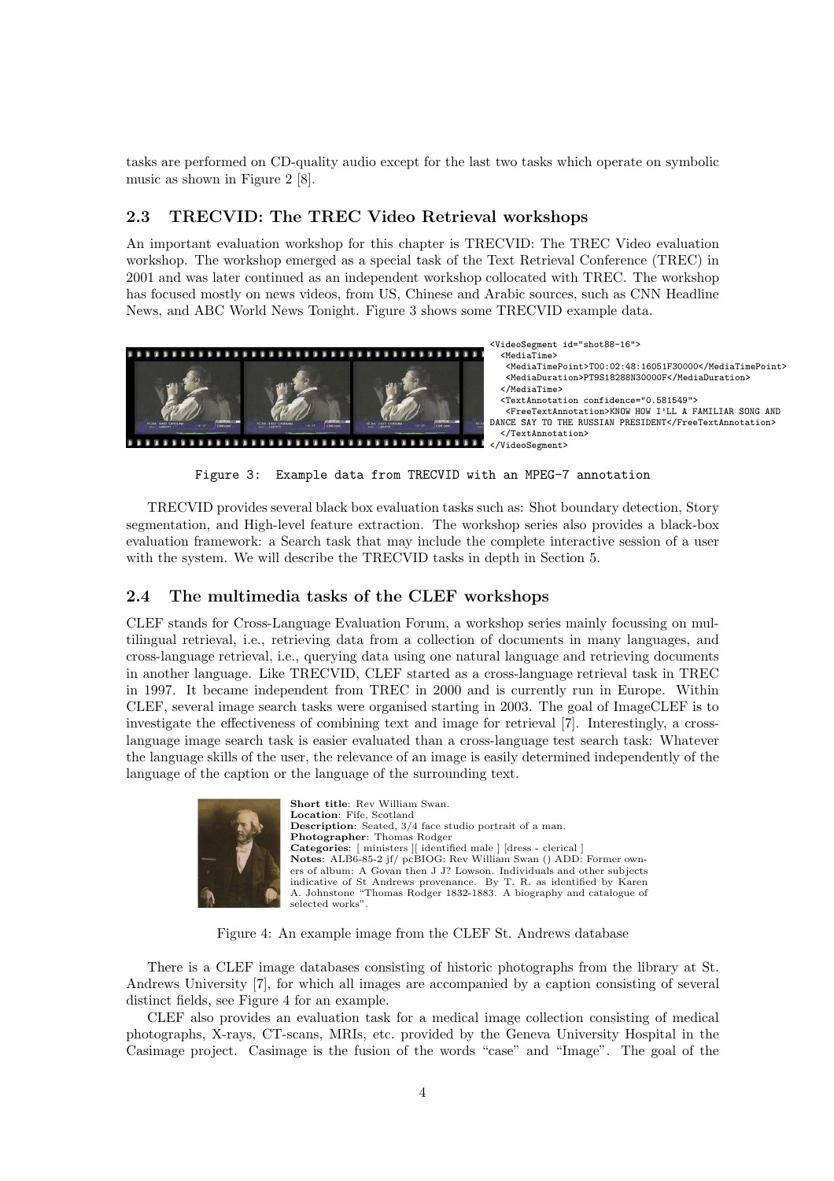tasks are performed on CD-quality audio except for the last two tasks which operate on symbolic music as shown in Figure 2 [8].

### 2.3 TRECVID: The TREC Video Retrieval workshops

An important evaluation workshop for this chapter is TRECVID: The TREC Video evaluation workshop. The workshop emerged as a special task of the Text Retrieval Conference (TREC) in 2001 and was later continued as an independent workshop collocated with TREC. The workshop has focused mostly on news videos, from US, Chinese and Arabic sources, such as CNN Headline News, and ABC World News Tonight. Figure 3 shows some TRECVID example data.

```
<VideoSegment id="shot88-16">
  <MediaTime>
    <MediaTimePoint>T00:02:48:16051F30000</MediaTimePoint>
    <MediaDuration>PT9S18288N30000F</MediaDuration>
  </MediaTime>
  <TextAnnotation confidence="0.581549">
    <FreeTextAnnotation>KNOW HOW I'LL A FAMILIAR SONG AND
DANCE SAY TO THE RUSSIAN PRESIDENT</FreeTextAnnotation>
  </TextAnnotation>
</VideoSegment>
```

Figure 3: Example data from TRECVID with an MPEG-7 annotation

TRECVID provides several black box evaluation tasks such as: Shot boundary detection, Story segmentation, and High-level feature extraction. The workshop series also provides a black-box evaluation framework: a Search task that may include the complete interactive session of a user with the system. We will describe the TRECVID tasks in depth in Section 5.

### 2.4 The multimedia tasks of the CLEF workshops

CLEF stands for Cross-Language Evaluation Forum, a workshop series mainly focussing on multilingual retrieval, i.e., retrieving data from a collection of documents in many languages, and cross-language retrieval, i.e., querying data using one natural language and retrieving documents in another language. Like TRECVID, CLEF started as a cross-language retrieval task in TREC in 1997. It became independent from TREC in 2000 and is currently run in Europe. Within CLEF, several image search tasks were organised starting in 2003. The goal of ImageCLEF is to investigate the effectiveness of combining text and image for retrieval [7]. Interestingly, a cross-language image search task is easier evaluated than a cross-language test search task: Whatever the language skills of the user, the relevance of an image is easily determined independently of the language of the caption or the language of the surrounding text.

**Short title**: Rev William Swan.
**Location**: Fife, Scotland
**Description**: Seated, 3/4 face studio portrait of a man.
**Photographer**: Thomas Rodger
**Categories**: [ ministers ][ identified male ] [dress - clerical ]
**Notes**: ALB6-85-2 jf/ pcBIOG: Rev William Swan () ADD: Former owners of album: A Govan then J J? Lowson. Individuals and other subjects indicative of St Andrews provenance. By T. R. as identified by Karen A. Johnstone "Thomas Rodger 1832-1883. A biography and catalogue of selected works".

Figure 4: An example image from the CLEF St. Andrews database

There is a CLEF image databases consisting of historic photographs from the library at St. Andrews University [7], for which all images are accompanied by a caption consisting of several distinct fields, see Figure 4 for an example.

CLEF also provides an evaluation task for a medical image collection consisting of medical photographs, X-rays, CT-scans, MRIs, etc. provided by the Geneva University Hospital in the Casimage project. Casimage is the fusion of the words "case" and "Image". The goal of the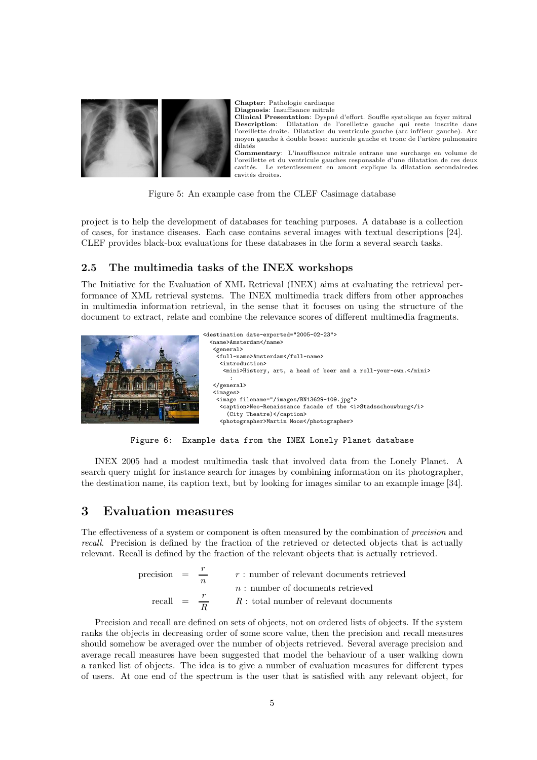**Chapter**: Pathologie cardiaque
**Diagnosis**: Insuffisance mitrale
**Clinical Presentation**: Dyspné d'effort. Souffle systolique au foyer mitral
**Description**: Dilatation de l'oreillette gauche qui reste inscrite dans l'oreillette droite. Dilatation du ventricule gauche (arc infieur gauche). Arc moyen gauche à double bosse: auricule gauche et tronc de l'artère pulmonaire dilatés
**Commentary**: L'insuffisance mitrale entrane une surcharge en volume de l'oreillette et du ventricule gauches responsable d'une dilatation de ces deux cavités. Le retentissement en amont explique la dilatation secondairedes cavités droites.

Figure 5: An example case from the CLEF Casimage database

project is to help the development of databases for teaching purposes. A database is a collection of cases, for instance diseases. Each case contains several images with textual descriptions [24]. CLEF provides black-box evaluations for these databases in the form a several search tasks.

## 2.5 The multimedia tasks of the INEX workshops

The Initiative for the Evaluation of XML Retrieval (INEX) aims at evaluating the retrieval performance of XML retrieval systems. The INEX multimedia track differs from other approaches in multimedia information retrieval, in the sense that it focuses on using the structure of the document to extract, relate and combine the relevance scores of different multimedia fragments.

```
<destination date-exported="2005-02-23">
  <name>Amsterdam</name>
  <general>
   <full-name>Amsterdam</full-name>
    <introduction>
     <mini>History, art, a head of beer and a roll-your-own.</mini>
       :
  </general>
  <images>
   <image filename="/images/BN13629-109.jpg">
    <caption>Neo-Renaissance facade of the <i>Stadsschouwburg</i>
      (City Theatre)</caption>
    <photographer>Martin Moos</photographer>
```

Figure 6: Example data from the INEX Lonely Planet database

INEX 2005 had a modest multimedia task that involved data from the Lonely Planet. A search query might for instance search for images by combining information on its photographer, the destination name, its caption text, but by looking for images similar to an example image [34].

# 3 Evaluation measures

The effectiveness of a system or component is often measured by the combination of *precision* and *recall*. Precision is defined by the fraction of the retrieved or detected objects that is actually relevant. Recall is defined by the fraction of the relevant objects that is actually retrieved.

$$\text{precision} = \frac{r}{n} \qquad r : \text{number of relevant documents retrieved}$$

$$n : \text{number of documents retrieved}$$

$$\text{recall} = \frac{r}{R} \qquad R : \text{total number of relevant documents}$$

Precision and recall are defined on sets of objects, not on ordered lists of objects. If the system ranks the objects in decreasing order of some score value, then the precision and recall measures should somehow be averaged over the number of objects retrieved. Several average precision and average recall measures have been suggested that model the behaviour of a user walking down a ranked list of objects. The idea is to give a number of evaluation measures for different types of users. At one end of the spectrum is the user that is satisfied with any relevant object, for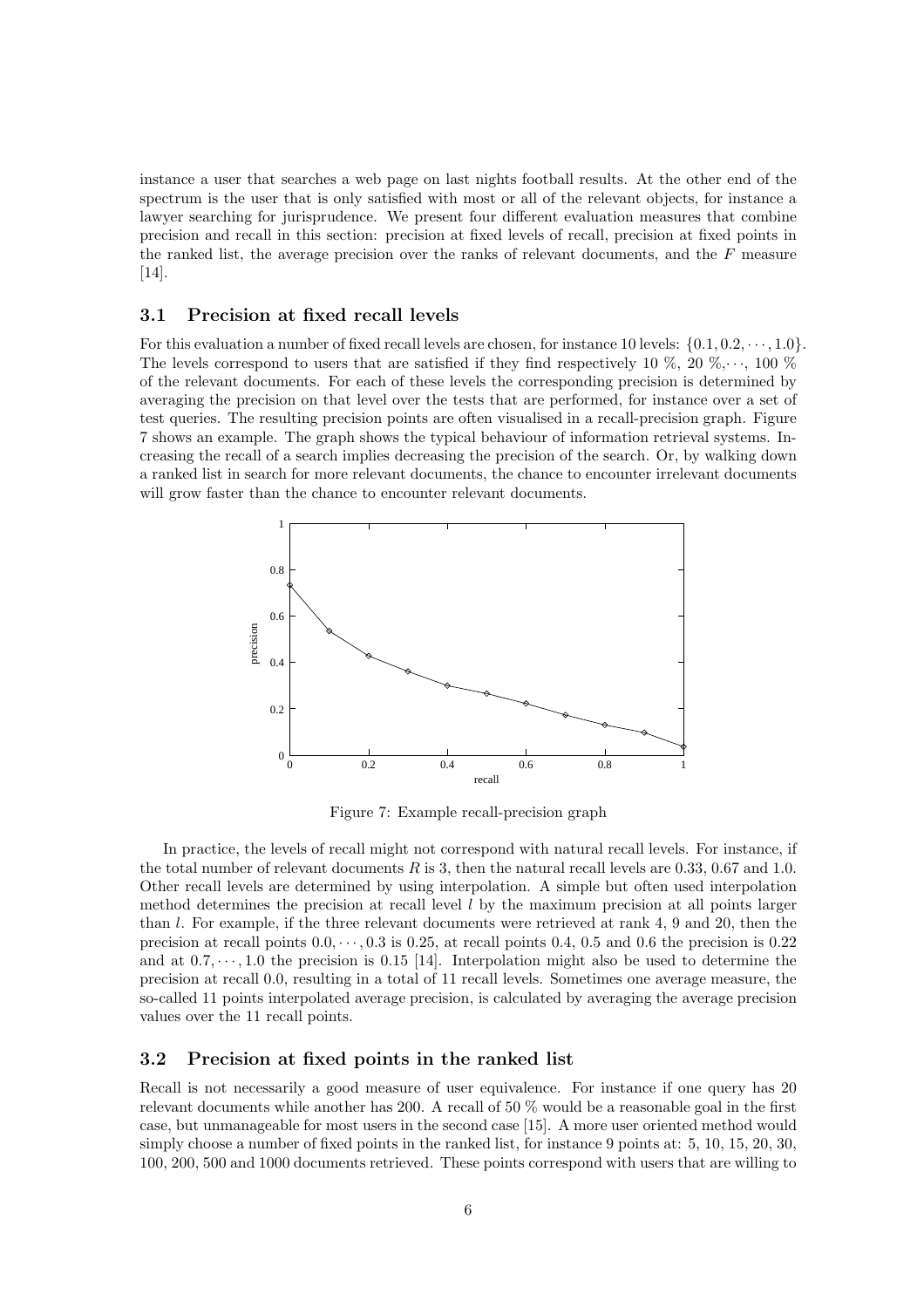instance a user that searches a web page on last nights football results. At the other end of the spectrum is the user that is only satisfied with most or all of the relevant objects, for instance a lawyer searching for jurisprudence. We present four different evaluation measures that combine precision and recall in this section: precision at fixed levels of recall, precision at fixed points in the ranked list, the average precision over the ranks of relevant documents, and the $F$ measure [14].

### 3.1 Precision at fixed recall levels

For this evaluation a number of fixed recall levels are chosen, for instance 10 levels: $\{0.1, 0.2, \cdots, 1.0\}$. The levels correspond to users that are satisfied if they find respectively 10 %, 20 %,$\cdots$, 100 % of the relevant documents. For each of these levels the corresponding precision is determined by averaging the precision on that level over the tests that are performed, for instance over a set of test queries. The resulting precision points are often visualised in a recall-precision graph. Figure 7 shows an example. The graph shows the typical behaviour of information retrieval systems. Increasing the recall of a search implies decreasing the precision of the search. Or, by walking down a ranked list in search for more relevant documents, the chance to encounter irrelevant documents will grow faster than the chance to encounter relevant documents.

Figure 7: Example recall-precision graph

In practice, the levels of recall might not correspond with natural recall levels. For instance, if the total number of relevant documents $R$ is 3, then the natural recall levels are 0.33, 0.67 and 1.0. Other recall levels are determined by using interpolation. A simple but often used interpolation method determines the precision at recall level $l$ by the maximum precision at all points larger than $l$. For example, if the three relevant documents were retrieved at rank 4, 9 and 20, then the precision at recall points $0.0, \cdots, 0.3$ is 0.25, at recall points 0.4, 0.5 and 0.6 the precision is 0.22 and at $0.7, \cdots, 1.0$ the precision is 0.15 [14]. Interpolation might also be used to determine the precision at recall 0.0, resulting in a total of 11 recall levels. Sometimes one average measure, the so-called 11 points interpolated average precision, is calculated by averaging the average precision values over the 11 recall points.

### 3.2 Precision at fixed points in the ranked list

Recall is not necessarily a good measure of user equivalence. For instance if one query has 20 relevant documents while another has 200. A recall of 50 % would be a reasonable goal in the first case, but unmanageable for most users in the second case [15]. A more user oriented method would simply choose a number of fixed points in the ranked list, for instance 9 points at: 5, 10, 15, 20, 30, 100, 200, 500 and 1000 documents retrieved. These points correspond with users that are willing to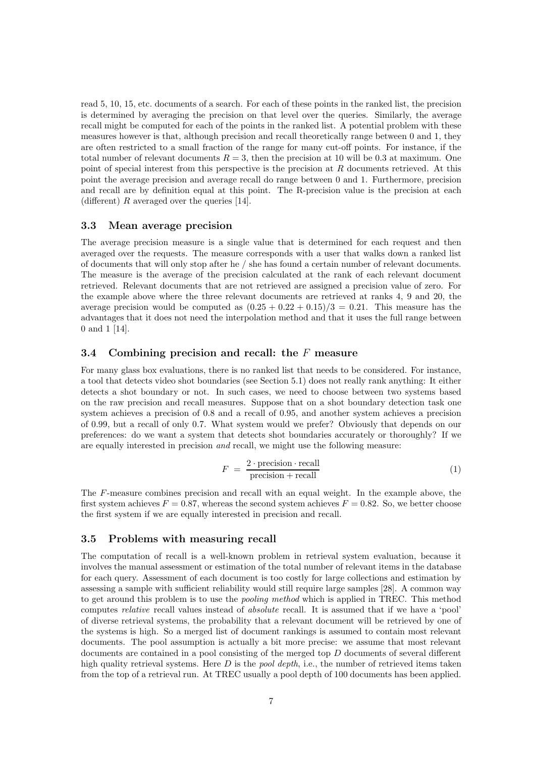read 5, 10, 15, etc. documents of a search. For each of these points in the ranked list, the precision is determined by averaging the precision on that level over the queries. Similarly, the average recall might be computed for each of the points in the ranked list. A potential problem with these measures however is that, although precision and recall theoretically range between 0 and 1, they are often restricted to a small fraction of the range for many cut-off points. For instance, if the total number of relevant documents $R = 3$, then the precision at 10 will be 0.3 at maximum. One point of special interest from this perspective is the precision at $R$ documents retrieved. At this point the average precision and average recall do range between 0 and 1. Furthermore, precision and recall are by definition equal at this point. The R-precision value is the precision at each (different) $R$ averaged over the queries [14].

### 3.3 Mean average precision

The average precision measure is a single value that is determined for each request and then averaged over the requests. The measure corresponds with a user that walks down a ranked list of documents that will only stop after he / she has found a certain number of relevant documents. The measure is the average of the precision calculated at the rank of each relevant document retrieved. Relevant documents that are not retrieved are assigned a precision value of zero. For the example above where the three relevant documents are retrieved at ranks 4, 9 and 20, the average precision would be computed as $(0.25 + 0.22 + 0.15)/3 = 0.21$. This measure has the advantages that it does not need the interpolation method and that it uses the full range between 0 and 1 [14].

### 3.4 Combining precision and recall: the $F$ measure

For many glass box evaluations, there is no ranked list that needs to be considered. For instance, a tool that detects video shot boundaries (see Section 5.1) does not really rank anything: It either detects a shot boundary or not. In such cases, we need to choose between two systems based on the raw precision and recall measures. Suppose that on a shot boundary detection task one system achieves a precision of 0.8 and a recall of 0.95, and another system achieves a precision of 0.99, but a recall of only 0.7. What system would we prefer? Obviously that depends on our preferences: do we want a system that detects shot boundaries accurately or thoroughly? If we are equally interested in precision *and* recall, we might use the following measure:

$$F = \frac{2 \cdot \text{precision} \cdot \text{recall}}{\text{precision} + \text{recall}} \tag{1}$$

The $F$-measure combines precision and recall with an equal weight. In the example above, the first system achieves $F = 0.87$, whereas the second system achieves $F = 0.82$. So, we better choose the first system if we are equally interested in precision and recall.

### 3.5 Problems with measuring recall

The computation of recall is a well-known problem in retrieval system evaluation, because it involves the manual assessment or estimation of the total number of relevant items in the database for each query. Assessment of each document is too costly for large collections and estimation by assessing a sample with sufficient reliability would still require large samples [28]. A common way to get around this problem is to use the *pooling method* which is applied in TREC. This method computes *relative* recall values instead of *absolute* recall. It is assumed that if we have a 'pool' of diverse retrieval systems, the probability that a relevant document will be retrieved by one of the systems is high. So a merged list of document rankings is assumed to contain most relevant documents. The pool assumption is actually a bit more precise: we assume that most relevant documents are contained in a pool consisting of the merged top $D$ documents of several different high quality retrieval systems. Here $D$ is the *pool depth*, i.e., the number of retrieved items taken from the top of a retrieval run. At TREC usually a pool depth of 100 documents has been applied.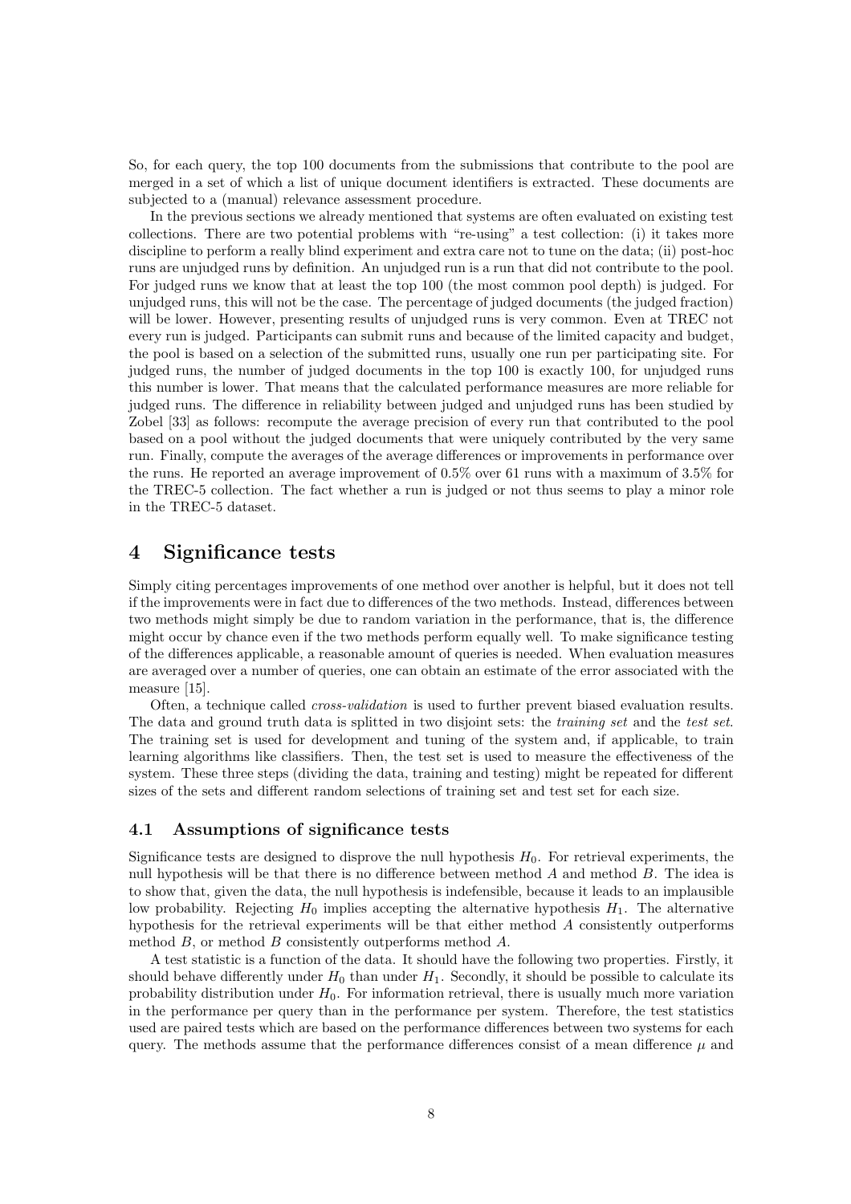So, for each query, the top 100 documents from the submissions that contribute to the pool are merged in a set of which a list of unique document identifiers is extracted. These documents are subjected to a (manual) relevance assessment procedure.

In the previous sections we already mentioned that systems are often evaluated on existing test collections. There are two potential problems with "re-using" a test collection: (i) it takes more discipline to perform a really blind experiment and extra care not to tune on the data; (ii) post-hoc runs are unjudged runs by definition. An unjudged run is a run that did not contribute to the pool. For judged runs we know that at least the top 100 (the most common pool depth) is judged. For unjudged runs, this will not be the case. The percentage of judged documents (the judged fraction) will be lower. However, presenting results of unjudged runs is very common. Even at TREC not every run is judged. Participants can submit runs and because of the limited capacity and budget, the pool is based on a selection of the submitted runs, usually one run per participating site. For judged runs, the number of judged documents in the top 100 is exactly 100, for unjudged runs this number is lower. That means that the calculated performance measures are more reliable for judged runs. The difference in reliability between judged and unjudged runs has been studied by Zobel [33] as follows: recompute the average precision of every run that contributed to the pool based on a pool without the judged documents that were uniquely contributed by the very same run. Finally, compute the averages of the average differences or improvements in performance over the runs. He reported an average improvement of 0.5% over 61 runs with a maximum of 3.5% for the TREC-5 collection. The fact whether a run is judged or not thus seems to play a minor role in the TREC-5 dataset.

# 4 Significance tests

Simply citing percentages improvements of one method over another is helpful, but it does not tell if the improvements were in fact due to differences of the two methods. Instead, differences between two methods might simply be due to random variation in the performance, that is, the difference might occur by chance even if the two methods perform equally well. To make significance testing of the differences applicable, a reasonable amount of queries is needed. When evaluation measures are averaged over a number of queries, one can obtain an estimate of the error associated with the measure [15].

Often, a technique called *cross-validation* is used to further prevent biased evaluation results. The data and ground truth data is splitted in two disjoint sets: the *training set* and the *test set*. The training set is used for development and tuning of the system and, if applicable, to train learning algorithms like classifiers. Then, the test set is used to measure the effectiveness of the system. These three steps (dividing the data, training and testing) might be repeated for different sizes of the sets and different random selections of training set and test set for each size.

## 4.1 Assumptions of significance tests

Significance tests are designed to disprove the null hypothesis $H_0$. For retrieval experiments, the null hypothesis will be that there is no difference between method $A$ and method $B$. The idea is to show that, given the data, the null hypothesis is indefensible, because it leads to an implausible low probability. Rejecting $H_0$ implies accepting the alternative hypothesis $H_1$. The alternative hypothesis for the retrieval experiments will be that either method $A$ consistently outperforms method $B$, or method $B$ consistently outperforms method $A$.

A test statistic is a function of the data. It should have the following two properties. Firstly, it should behave differently under $H_0$ than under $H_1$. Secondly, it should be possible to calculate its probability distribution under $H_0$. For information retrieval, there is usually much more variation in the performance per query than in the performance per system. Therefore, the test statistics used are paired tests which are based on the performance differences between two systems for each query. The methods assume that the performance differences consist of a mean difference $\mu$ and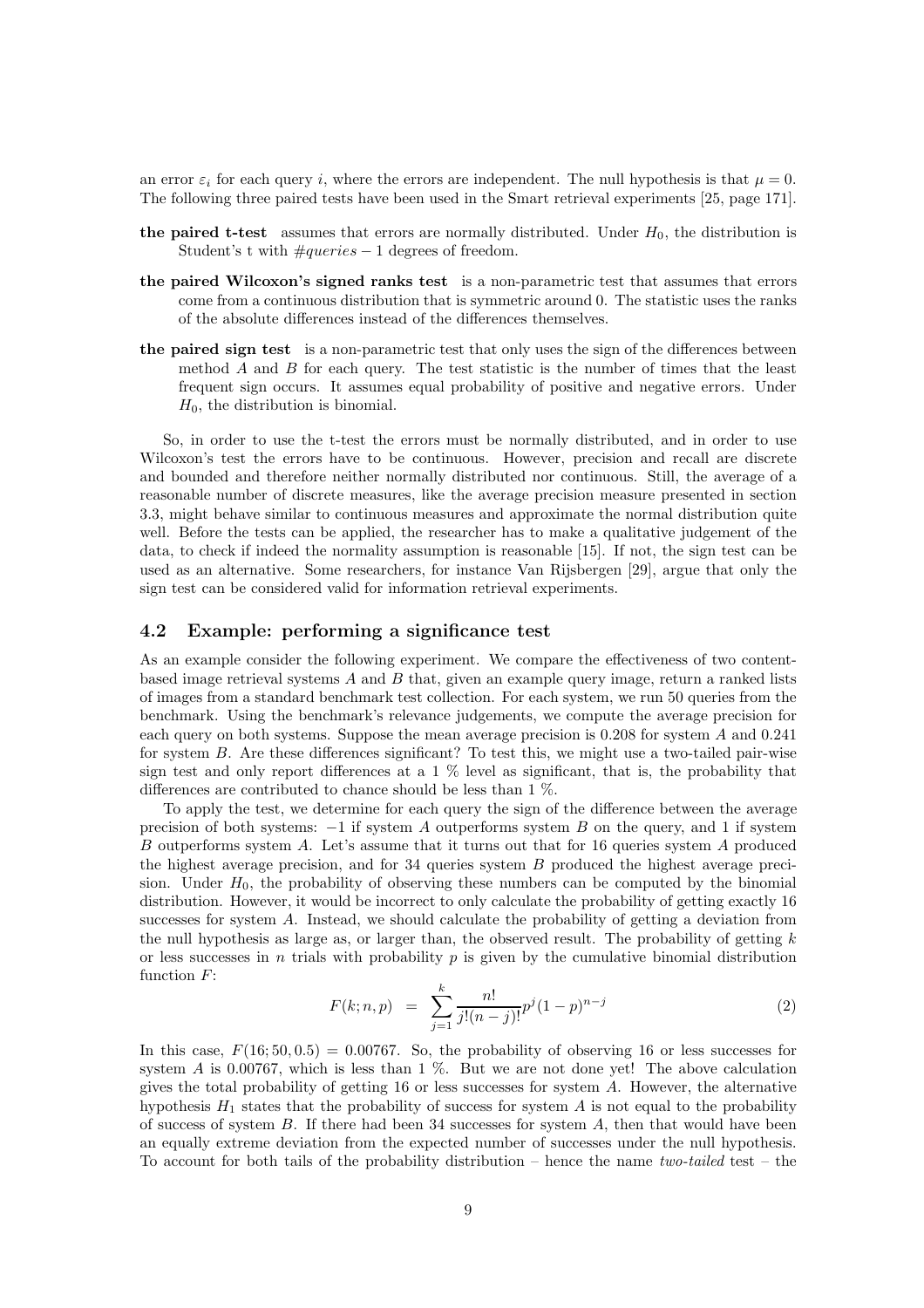an error $\varepsilon_i$ for each query $i$, where the errors are independent. The null hypothesis is that $\mu = 0$. The following three paired tests have been used in the Smart retrieval experiments [25, page 171].

**the paired t-test** assumes that errors are normally distributed. Under $H_0$, the distribution is Student's t with $\#queries - 1$ degrees of freedom.

**the paired Wilcoxon's signed ranks test** is a non-parametric test that assumes that errors come from a continuous distribution that is symmetric around 0. The statistic uses the ranks of the absolute differences instead of the differences themselves.

**the paired sign test** is a non-parametric test that only uses the sign of the differences between method $A$ and $B$ for each query. The test statistic is the number of times that the least frequent sign occurs. It assumes equal probability of positive and negative errors. Under $H_0$, the distribution is binomial.

So, in order to use the t-test the errors must be normally distributed, and in order to use Wilcoxon's test the errors have to be continuous. However, precision and recall are discrete and bounded and therefore neither normally distributed nor continuous. Still, the average of a reasonable number of discrete measures, like the average precision measure presented in section 3.3, might behave similar to continuous measures and approximate the normal distribution quite well. Before the tests can be applied, the researcher has to make a qualitative judgement of the data, to check if indeed the normality assumption is reasonable [15]. If not, the sign test can be used as an alternative. Some researchers, for instance Van Rijsbergen [29], argue that only the sign test can be considered valid for information retrieval experiments.

## 4.2 Example: performing a significance test

As an example consider the following experiment. We compare the effectiveness of two content-based image retrieval systems $A$ and $B$ that, given an example query image, return a ranked lists of images from a standard benchmark test collection. For each system, we run 50 queries from the benchmark. Using the benchmark's relevance judgements, we compute the average precision for each query on both systems. Suppose the mean average precision is 0.208 for system $A$ and 0.241 for system $B$. Are these differences significant? To test this, we might use a two-tailed pair-wise sign test and only report differences at a 1 % level as significant, that is, the probability that differences are contributed to chance should be less than 1 %.

To apply the test, we determine for each query the sign of the difference between the average precision of both systems: $-1$ if system $A$ outperforms system $B$ on the query, and 1 if system $B$ outperforms system $A$. Let's assume that it turns out that for 16 queries system $A$ produced the highest average precision, and for 34 queries system $B$ produced the highest average precision. Under $H_0$, the probability of observing these numbers can be computed by the binomial distribution. However, it would be incorrect to only calculate the probability of getting exactly 16 successes for system $A$. Instead, we should calculate the probability of getting a deviation from the null hypothesis as large as, or larger than, the observed result. The probability of getting $k$ or less successes in $n$ trials with probability $p$ is given by the cumulative binomial distribution function $F$:

$$F(k; n, p) \;=\; \sum_{j=1}^{k} \frac{n!}{j!(n-j)!} p^j (1-p)^{n-j} \tag{2}$$

In this case, $F(16; 50, 0.5) = 0.00767$. So, the probability of observing 16 or less successes for system $A$ is 0.00767, which is less than 1 %. But we are not done yet! The above calculation gives the total probability of getting 16 or less successes for system $A$. However, the alternative hypothesis $H_1$ states that the probability of success for system $A$ is not equal to the probability of success of system $B$. If there had been 34 successes for system $A$, then that would have been an equally extreme deviation from the expected number of successes under the null hypothesis. To account for both tails of the probability distribution – hence the name *two-tailed* test – the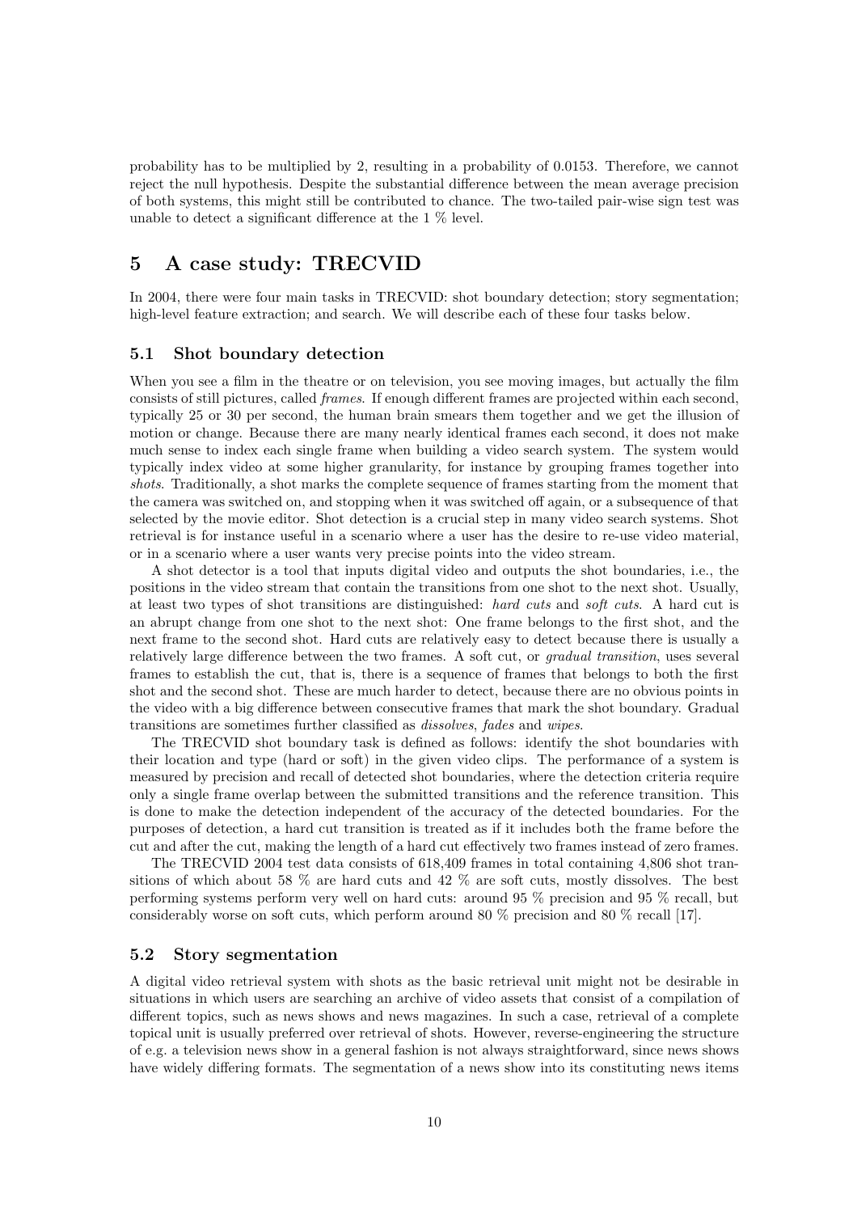probability has to be multiplied by 2, resulting in a probability of 0.0153. Therefore, we cannot reject the null hypothesis. Despite the substantial difference between the mean average precision of both systems, this might still be contributed to chance. The two-tailed pair-wise sign test was unable to detect a significant difference at the 1 % level.

## 5 A case study: TRECVID

In 2004, there were four main tasks in TRECVID: shot boundary detection; story segmentation; high-level feature extraction; and search. We will describe each of these four tasks below.

### 5.1 Shot boundary detection

When you see a film in the theatre or on television, you see moving images, but actually the film consists of still pictures, called *frames*. If enough different frames are projected within each second, typically 25 or 30 per second, the human brain smears them together and we get the illusion of motion or change. Because there are many nearly identical frames each second, it does not make much sense to index each single frame when building a video search system. The system would typically index video at some higher granularity, for instance by grouping frames together into *shots*. Traditionally, a shot marks the complete sequence of frames starting from the moment that the camera was switched on, and stopping when it was switched off again, or a subsequence of that selected by the movie editor. Shot detection is a crucial step in many video search systems. Shot retrieval is for instance useful in a scenario where a user has the desire to re-use video material, or in a scenario where a user wants very precise points into the video stream.

A shot detector is a tool that inputs digital video and outputs the shot boundaries, i.e., the positions in the video stream that contain the transitions from one shot to the next shot. Usually, at least two types of shot transitions are distinguished: *hard cuts* and *soft cuts*. A hard cut is an abrupt change from one shot to the next shot: One frame belongs to the first shot, and the next frame to the second shot. Hard cuts are relatively easy to detect because there is usually a relatively large difference between the two frames. A soft cut, or *gradual transition*, uses several frames to establish the cut, that is, there is a sequence of frames that belongs to both the first shot and the second shot. These are much harder to detect, because there are no obvious points in the video with a big difference between consecutive frames that mark the shot boundary. Gradual transitions are sometimes further classified as *dissolves*, *fades* and *wipes*.

The TRECVID shot boundary task is defined as follows: identify the shot boundaries with their location and type (hard or soft) in the given video clips. The performance of a system is measured by precision and recall of detected shot boundaries, where the detection criteria require only a single frame overlap between the submitted transitions and the reference transition. This is done to make the detection independent of the accuracy of the detected boundaries. For the purposes of detection, a hard cut transition is treated as if it includes both the frame before the cut and after the cut, making the length of a hard cut effectively two frames instead of zero frames.

The TRECVID 2004 test data consists of 618,409 frames in total containing 4,806 shot transitions of which about 58 % are hard cuts and 42 % are soft cuts, mostly dissolves. The best performing systems perform very well on hard cuts: around 95 % precision and 95 % recall, but considerably worse on soft cuts, which perform around 80 % precision and 80 % recall [17].

### 5.2 Story segmentation

A digital video retrieval system with shots as the basic retrieval unit might not be desirable in situations in which users are searching an archive of video assets that consist of a compilation of different topics, such as news shows and news magazines. In such a case, retrieval of a complete topical unit is usually preferred over retrieval of shots. However, reverse-engineering the structure of e.g. a television news show in a general fashion is not always straightforward, since news shows have widely differing formats. The segmentation of a news show into its constituting news items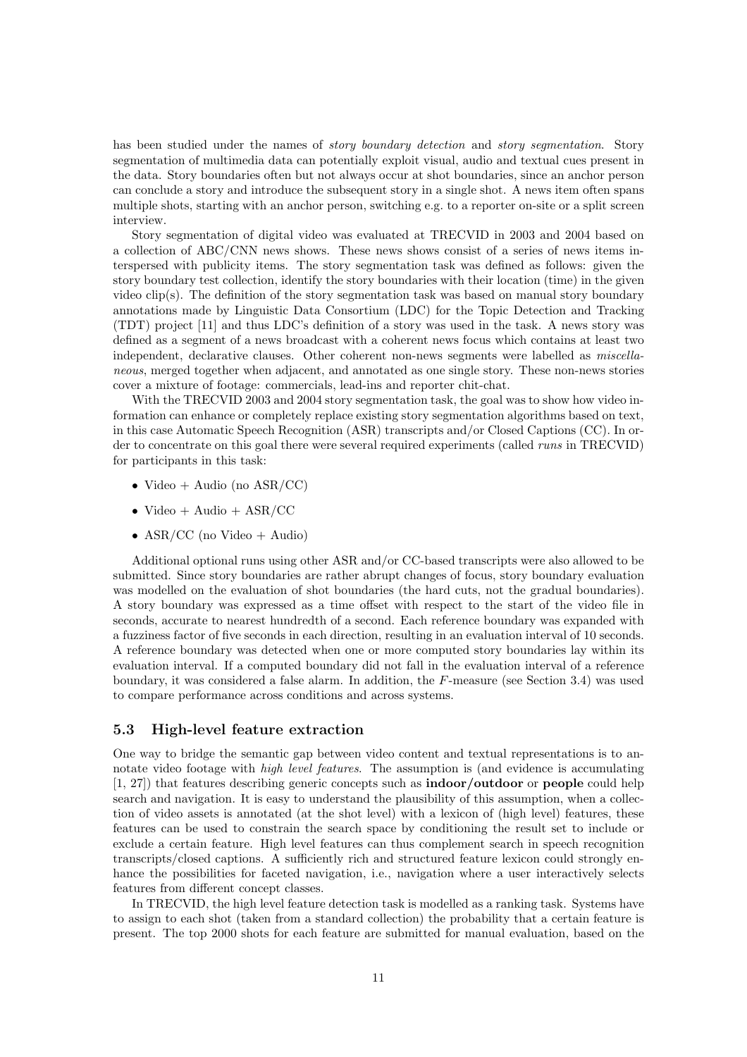has been studied under the names of *story boundary detection* and *story segmentation*. Story segmentation of multimedia data can potentially exploit visual, audio and textual cues present in the data. Story boundaries often but not always occur at shot boundaries, since an anchor person can conclude a story and introduce the subsequent story in a single shot. A news item often spans multiple shots, starting with an anchor person, switching e.g. to a reporter on-site or a split screen interview.

Story segmentation of digital video was evaluated at TRECVID in 2003 and 2004 based on a collection of ABC/CNN news shows. These news shows consist of a series of news items interspersed with publicity items. The story segmentation task was defined as follows: given the story boundary test collection, identify the story boundaries with their location (time) in the given video clip(s). The definition of the story segmentation task was based on manual story boundary annotations made by Linguistic Data Consortium (LDC) for the Topic Detection and Tracking (TDT) project [11] and thus LDC's definition of a story was used in the task. A news story was defined as a segment of a news broadcast with a coherent news focus which contains at least two independent, declarative clauses. Other coherent non-news segments were labelled as *miscellaneous*, merged together when adjacent, and annotated as one single story. These non-news stories cover a mixture of footage: commercials, lead-ins and reporter chit-chat.

With the TRECVID 2003 and 2004 story segmentation task, the goal was to show how video information can enhance or completely replace existing story segmentation algorithms based on text, in this case Automatic Speech Recognition (ASR) transcripts and/or Closed Captions (CC). In order to concentrate on this goal there were several required experiments (called *runs* in TRECVID) for participants in this task:

- Video + Audio (no ASR/CC)
- Video + Audio + ASR/CC
- ASR/CC (no Video + Audio)

Additional optional runs using other ASR and/or CC-based transcripts were also allowed to be submitted. Since story boundaries are rather abrupt changes of focus, story boundary evaluation was modelled on the evaluation of shot boundaries (the hard cuts, not the gradual boundaries). A story boundary was expressed as a time offset with respect to the start of the video file in seconds, accurate to nearest hundredth of a second. Each reference boundary was expanded with a fuzziness factor of five seconds in each direction, resulting in an evaluation interval of 10 seconds. A reference boundary was detected when one or more computed story boundaries lay within its evaluation interval. If a computed boundary did not fall in the evaluation interval of a reference boundary, it was considered a false alarm. In addition, the $F$-measure (see Section 3.4) was used to compare performance across conditions and across systems.

### 5.3 High-level feature extraction

One way to bridge the semantic gap between video content and textual representations is to annotate video footage with *high level features*. The assumption is (and evidence is accumulating [1, 27]) that features describing generic concepts such as **indoor/outdoor** or **people** could help search and navigation. It is easy to understand the plausibility of this assumption, when a collection of video assets is annotated (at the shot level) with a lexicon of (high level) features, these features can be used to constrain the search space by conditioning the result set to include or exclude a certain feature. High level features can thus complement search in speech recognition transcripts/closed captions. A sufficiently rich and structured feature lexicon could strongly enhance the possibilities for faceted navigation, i.e., navigation where a user interactively selects features from different concept classes.

In TRECVID, the high level feature detection task is modelled as a ranking task. Systems have to assign to each shot (taken from a standard collection) the probability that a certain feature is present. The top 2000 shots for each feature are submitted for manual evaluation, based on the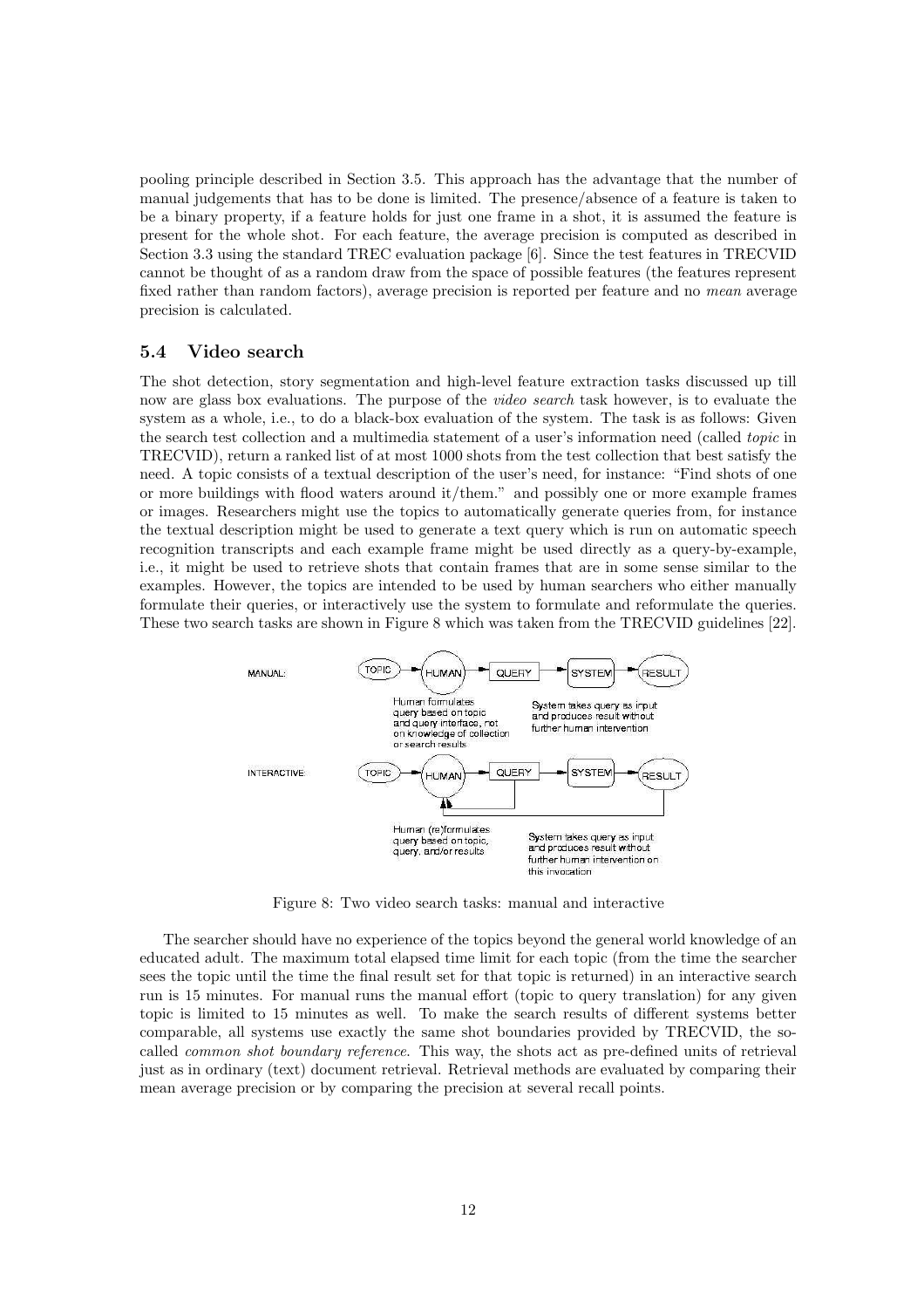pooling principle described in Section 3.5. This approach has the advantage that the number of manual judgements that has to be done is limited. The presence/absence of a feature is taken to be a binary property, if a feature holds for just one frame in a shot, it is assumed the feature is present for the whole shot. For each feature, the average precision is computed as described in Section 3.3 using the standard TREC evaluation package [6]. Since the test features in TRECVID cannot be thought of as a random draw from the space of possible features (the features represent fixed rather than random factors), average precision is reported per feature and no *mean* average precision is calculated.

### 5.4 Video search

The shot detection, story segmentation and high-level feature extraction tasks discussed up till now are glass box evaluations. The purpose of the *video search* task however, is to evaluate the system as a whole, i.e., to do a black-box evaluation of the system. The task is as follows: Given the search test collection and a multimedia statement of a user's information need (called *topic* in TRECVID), return a ranked list of at most 1000 shots from the test collection that best satisfy the need. A topic consists of a textual description of the user's need, for instance: "Find shots of one or more buildings with flood waters around it/them." and possibly one or more example frames or images. Researchers might use the topics to automatically generate queries from, for instance the textual description might be used to generate a text query which is run on automatic speech recognition transcripts and each example frame might be used directly as a query-by-example, i.e., it might be used to retrieve shots that contain frames that are in some sense similar to the examples. However, the topics are intended to be used by human searchers who either manually formulate their queries, or interactively use the system to formulate and reformulate the queries. These two search tasks are shown in Figure 8 which was taken from the TRECVID guidelines [22].

MANUAL: TOPIC → HUMAN → QUERY → SYSTEM → RESULT

Human formulates query based on topic and query interface, not on knowledge of collection or search results

System takes query as input and produces result without further human intervention

INTERACTIVE: TOPIC → HUMAN → QUERY → SYSTEM → RESULT

Human (re)formulates query based on topic, query, and/or results

System takes query as input and produces result without further human intervention on this invocation

Figure 8: Two video search tasks: manual and interactive

The searcher should have no experience of the topics beyond the general world knowledge of an educated adult. The maximum total elapsed time limit for each topic (from the time the searcher sees the topic until the time the final result set for that topic is returned) in an interactive search run is 15 minutes. For manual runs the manual effort (topic to query translation) for any given topic is limited to 15 minutes as well. To make the search results of different systems better comparable, all systems use exactly the same shot boundaries provided by TRECVID, the so-called *common shot boundary reference*. This way, the shots act as pre-defined units of retrieval just as in ordinary (text) document retrieval. Retrieval methods are evaluated by comparing their mean average precision or by comparing the precision at several recall points.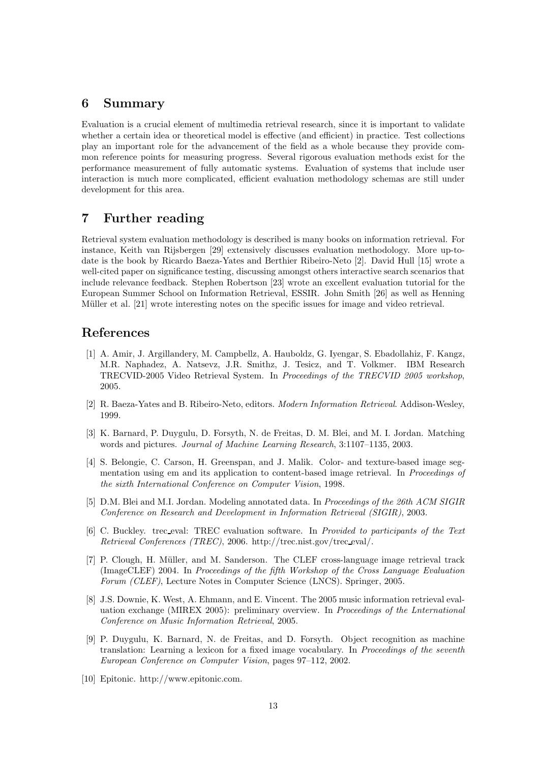## 6 Summary

Evaluation is a crucial element of multimedia retrieval research, since it is important to validate whether a certain idea or theoretical model is effective (and efficient) in practice. Test collections play an important role for the advancement of the field as a whole because they provide common reference points for measuring progress. Several rigorous evaluation methods exist for the performance measurement of fully automatic systems. Evaluation of systems that include user interaction is much more complicated, efficient evaluation methodology schemas are still under development for this area.

## 7 Further reading

Retrieval system evaluation methodology is described is many books on information retrieval. For instance, Keith van Rijsbergen [29] extensively discusses evaluation methodology. More up-to-date is the book by Ricardo Baeza-Yates and Berthier Ribeiro-Neto [2]. David Hull [15] wrote a well-cited paper on significance testing, discussing amongst others interactive search scenarios that include relevance feedback. Stephen Robertson [23] wrote an excellent evaluation tutorial for the European Summer School on Information Retrieval, ESSIR. John Smith [26] as well as Henning Müller et al. [21] wrote interesting notes on the specific issues for image and video retrieval.

## References

[1] A. Amir, J. Argillandery, M. Campbellz, A. Hauboldz, G. Iyengar, S. Ebadollahiz, F. Kangz, M.R. Naphadez, A. Natsevz, J.R. Smithz, J. Tesicz, and T. Volkmer. IBM Research TRECVID-2005 Video Retrieval System. In *Proceedings of the TRECVID 2005 workshop*, 2005.

[2] R. Baeza-Yates and B. Ribeiro-Neto, editors. *Modern Information Retrieval*. Addison-Wesley, 1999.

[3] K. Barnard, P. Duygulu, D. Forsyth, N. de Freitas, D. M. Blei, and M. I. Jordan. Matching words and pictures. *Journal of Machine Learning Research*, 3:1107–1135, 2003.

[4] S. Belongie, C. Carson, H. Greenspan, and J. Malik. Color- and texture-based image segmentation using em and its application to content-based image retrieval. In *Proceedings of the sixth International Conference on Computer Vision*, 1998.

[5] D.M. Blei and M.I. Jordan. Modeling annotated data. In *Proceedings of the 26th ACM SIGIR Conference on Research and Development in Information Retrieval (SIGIR)*, 2003.

[6] C. Buckley. trec_eval: TREC evaluation software. In *Provided to participants of the Text Retrieval Conferences (TREC)*, 2006. http://trec.nist.gov/trec_eval/.

[7] P. Clough, H. Müller, and M. Sanderson. The CLEF cross-language image retrieval track (ImageCLEF) 2004. In *Proceedings of the fifth Workshop of the Cross Language Evaluation Forum (CLEF)*, Lecture Notes in Computer Science (LNCS). Springer, 2005.

[8] J.S. Downie, K. West, A. Ehmann, and E. Vincent. The 2005 music information retrieval evaluation exchange (MIREX 2005): preliminary overview. In *Proceedings of the Lnternational Conference on Music Information Retrieval*, 2005.

[9] P. Duygulu, K. Barnard, N. de Freitas, and D. Forsyth. Object recognition as machine translation: Learning a lexicon for a fixed image vocabulary. In *Proceedings of the seventh European Conference on Computer Vision*, pages 97–112, 2002.

[10] Epitonic. http://www.epitonic.com.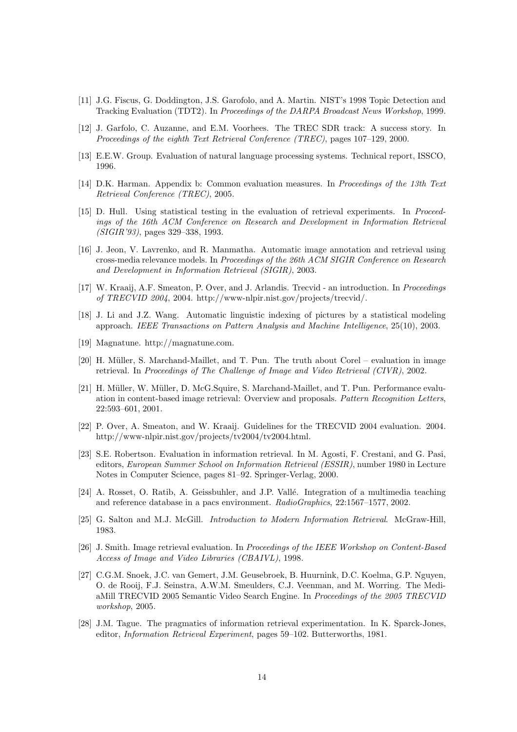[11] J.G. Fiscus, G. Doddington, J.S. Garofolo, and A. Martin. NIST's 1998 Topic Detection and Tracking Evaluation (TDT2). In *Proceedings of the DARPA Broadcast News Workshop*, 1999.

[12] J. Garfolo, C. Auzanne, and E.M. Voorhees. The TREC SDR track: A success story. In *Proceedings of the eighth Text Retrieval Conference (TREC)*, pages 107–129, 2000.

[13] E.E.W. Group. Evaluation of natural language processing systems. Technical report, ISSCO, 1996.

[14] D.K. Harman. Appendix b: Common evaluation measures. In *Proceedings of the 13th Text Retrieval Conference (TREC)*, 2005.

[15] D. Hull. Using statistical testing in the evaluation of retrieval experiments. In *Proceedings of the 16th ACM Conference on Research and Development in Information Retrieval (SIGIR'93)*, pages 329–338, 1993.

[16] J. Jeon, V. Lavrenko, and R. Manmatha. Automatic image annotation and retrieval using cross-media relevance models. In *Proceedings of the 26th ACM SIGIR Conference on Research and Development in Information Retrieval (SIGIR)*, 2003.

[17] W. Kraaij, A.F. Smeaton, P. Over, and J. Arlandis. Trecvid - an introduction. In *Proceedings of TRECVID 2004*, 2004. http://www-nlpir.nist.gov/projects/trecvid/.

[18] J. Li and J.Z. Wang. Automatic linguistic indexing of pictures by a statistical modeling approach. *IEEE Transactions on Pattern Analysis and Machine Intelligence*, 25(10), 2003.

[19] Magnatune. http://magnatune.com.

[20] H. Müller, S. Marchand-Maillet, and T. Pun. The truth about Corel – evaluation in image retrieval. In *Proceedings of The Challenge of Image and Video Retrieval (CIVR)*, 2002.

[21] H. Müller, W. Müller, D. McG.Squire, S. Marchand-Maillet, and T. Pun. Performance evaluation in content-based image retrieval: Overview and proposals. *Pattern Recognition Letters*, 22:593–601, 2001.

[22] P. Over, A. Smeaton, and W. Kraaij. Guidelines for the TRECVID 2004 evaluation. 2004. http://www-nlpir.nist.gov/projects/tv2004/tv2004.html.

[23] S.E. Robertson. Evaluation in information retrieval. In M. Agosti, F. Crestani, and G. Pasi, editors, *European Summer School on Information Retrieval (ESSIR)*, number 1980 in Lecture Notes in Computer Science, pages 81–92. Springer-Verlag, 2000.

[24] A. Rosset, O. Ratib, A. Geissbuhler, and J.P. Vallé. Integration of a multimedia teaching and reference database in a pacs environment. *RadioGraphics*, 22:1567–1577, 2002.

[25] G. Salton and M.J. McGill. *Introduction to Modern Information Retrieval*. McGraw-Hill, 1983.

[26] J. Smith. Image retrieval evaluation. In *Proceedings of the IEEE Workshop on Content-Based Access of Image and Video Libraries (CBAIVL)*, 1998.

[27] C.G.M. Snoek, J.C. van Gemert, J.M. Geusebroek, B. Huurnink, D.C. Koelma, G.P. Nguyen, O. de Rooij, F.J. Seinstra, A.W.M. Smeulders, C.J. Veenman, and M. Worring. The MediaMill TRECVID 2005 Semantic Video Search Engine. In *Proceedings of the 2005 TRECVID workshop*, 2005.

[28] J.M. Tague. The pragmatics of information retrieval experimentation. In K. Sparck-Jones, editor, *Information Retrieval Experiment*, pages 59–102. Butterworths, 1981.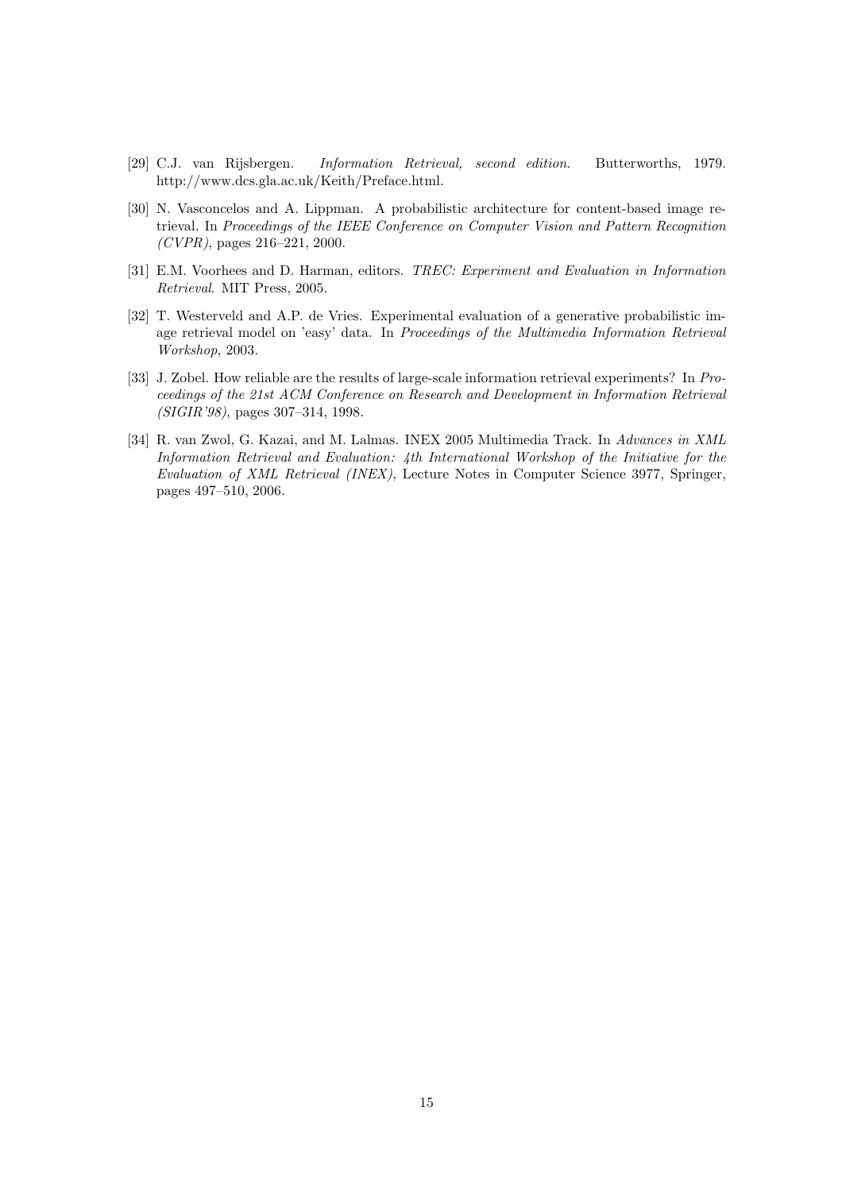[29] C.J. van Rijsbergen. *Information Retrieval, second edition*. Butterworths, 1979. http://www.dcs.gla.ac.uk/Keith/Preface.html.

[30] N. Vasconcelos and A. Lippman. A probabilistic architecture for content-based image retrieval. In *Proceedings of the IEEE Conference on Computer Vision and Pattern Recognition (CVPR)*, pages 216–221, 2000.

[31] E.M. Voorhees and D. Harman, editors. *TREC: Experiment and Evaluation in Information Retrieval*. MIT Press, 2005.

[32] T. Westerveld and A.P. de Vries. Experimental evaluation of a generative probabilistic image retrieval model on 'easy' data. In *Proceedings of the Multimedia Information Retrieval Workshop*, 2003.

[33] J. Zobel. How reliable are the results of large-scale information retrieval experiments? In *Proceedings of the 21st ACM Conference on Research and Development in Information Retrieval (SIGIR'98)*, pages 307–314, 1998.

[34] R. van Zwol, G. Kazai, and M. Lalmas. INEX 2005 Multimedia Track. In *Advances in XML Information Retrieval and Evaluation: 4th International Workshop of the Initiative for the Evaluation of XML Retrieval (INEX)*, Lecture Notes in Computer Science 3977, Springer, pages 497–510, 2006.